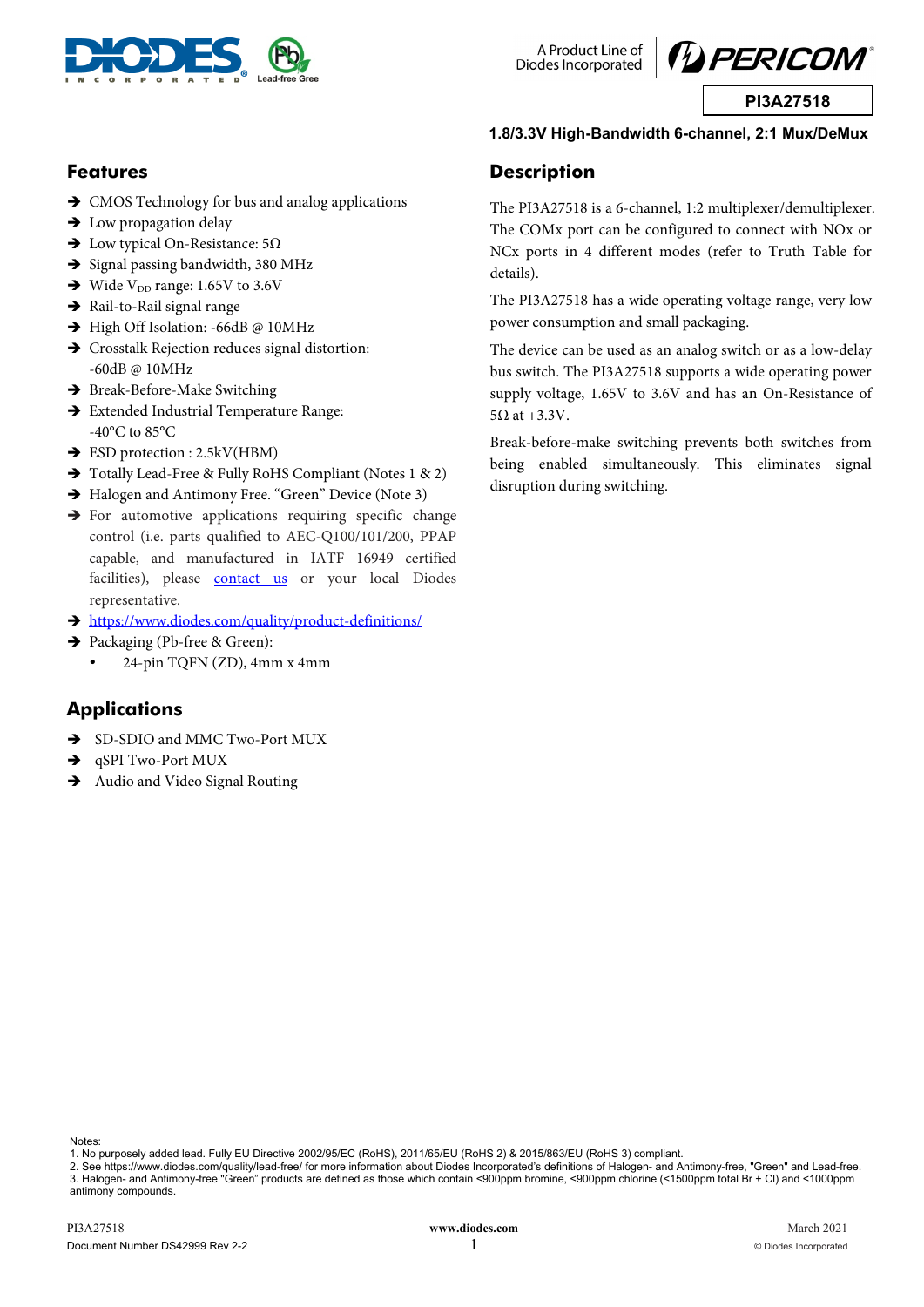# PI3A27518

**1.8/3.3V High-Bandwidth 6-channel, 2:1 Mux/DeMux**

## Features

- CMOS Technology for bus and analog applications
- Low propagation delay
- Low typical On-Resistance: 5Ω
- Signal passing bandwidth, 380 MHz
- Wide $V_{DD}$ range: 1.65V to 3.6V
- Rail-to-Rail signal range
- High Off Isolation: -66dB @ 10MHz
- Crosstalk Rejection reduces signal distortion: -60dB @ 10MHz
- Break-Before-Make Switching
- Extended Industrial Temperature Range: -40°C to 85°C
- ESD protection : 2.5kV(HBM)
- Totally Lead-Free & Fully RoHS Compliant (Notes 1 & 2)
- Halogen and Antimony Free. "Green" Device (Note 3)
- For automotive applications requiring specific change control (i.e. parts qualified to AEC-Q100/101/200, PPAP capable, and manufactured in IATF 16949 certified facilities), please contact us or your local Diodes representative.
- https://www.diodes.com/quality/product-definitions/
- Packaging (Pb-free & Green):
  - 24-pin TQFN (ZD), 4mm x 4mm

## Applications

- SD-SDIO and MMC Two-Port MUX
- qSPI Two-Port MUX
- Audio and Video Signal Routing

## Description

The PI3A27518 is a 6-channel, 1:2 multiplexer/demultiplexer. The COMx port can be configured to connect with NOx or NCx ports in 4 different modes (refer to Truth Table for details).

The PI3A27518 has a wide operating voltage range, very low power consumption and small packaging.

The device can be used as an analog switch or as a low-delay bus switch. The PI3A27518 supports a wide operating power supply voltage, 1.65V to 3.6V and has an On-Resistance of 5Ω at +3.3V.

Break-before-make switching prevents both switches from being enabled simultaneously. This eliminates signal disruption during switching.

Notes:
1. No purposely added lead. Fully EU Directive 2002/95/EC (RoHS), 2011/65/EU (RoHS 2) & 2015/863/EU (RoHS 3) compliant.
2. See https://www.diodes.com/quality/lead-free/ for more information about Diodes Incorporated's definitions of Halogen- and Antimony-free, "Green" and Lead-free.
3. Halogen- and Antimony-free "Green" products are defined as those which contain <900ppm bromine, <900ppm chlorine (<1500ppm total Br + Cl) and <1000ppm antimony compounds.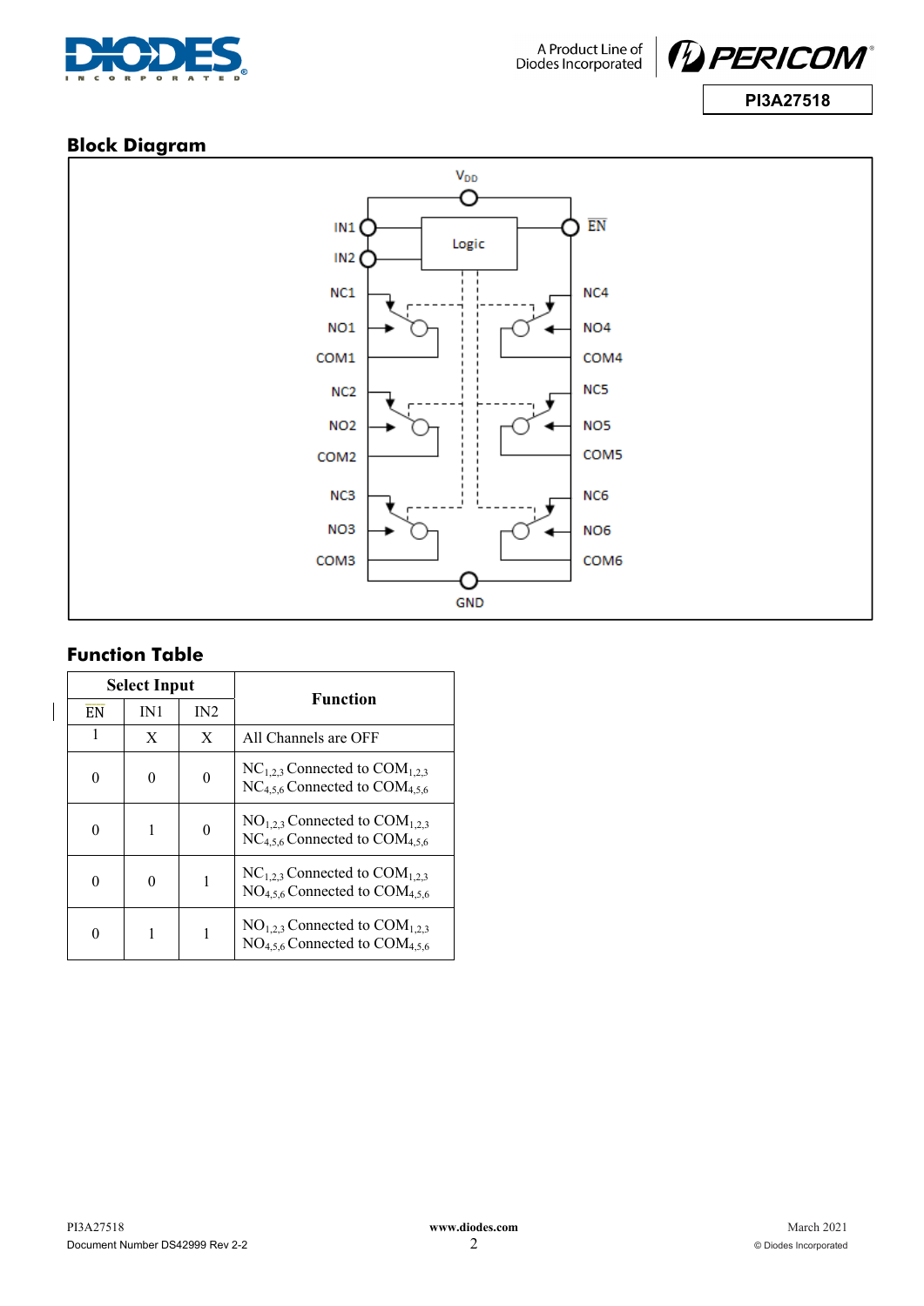## Block Diagram

## Function Table

| Select Input | | | Function |
|---|---|---|---|
| $\overline{EN}$ | IN1 | IN2 | |
| 1 | X | X | All Channels are OFF |
| 0 | 0 | 0 | $NC_{1,2,3}$ Connected to $COM_{1,2,3}$<br>$NC_{4,5,6}$ Connected to $COM_{4,5,6}$ |
| 0 | 1 | 0 | $NO_{1,2,3}$ Connected to $COM_{1,2,3}$<br>$NC_{4,5,6}$ Connected to $COM_{4,5,6}$ |
| 0 | 0 | 1 | $NC_{1,2,3}$ Connected to $COM_{1,2,3}$<br>$NO_{4,5,6}$ Connected to $COM_{4,5,6}$ |
| 0 | 1 | 1 | $NO_{1,2,3}$ Connected to $COM_{1,2,3}$<br>$NO_{4,5,6}$ Connected to $COM_{4,5,6}$ |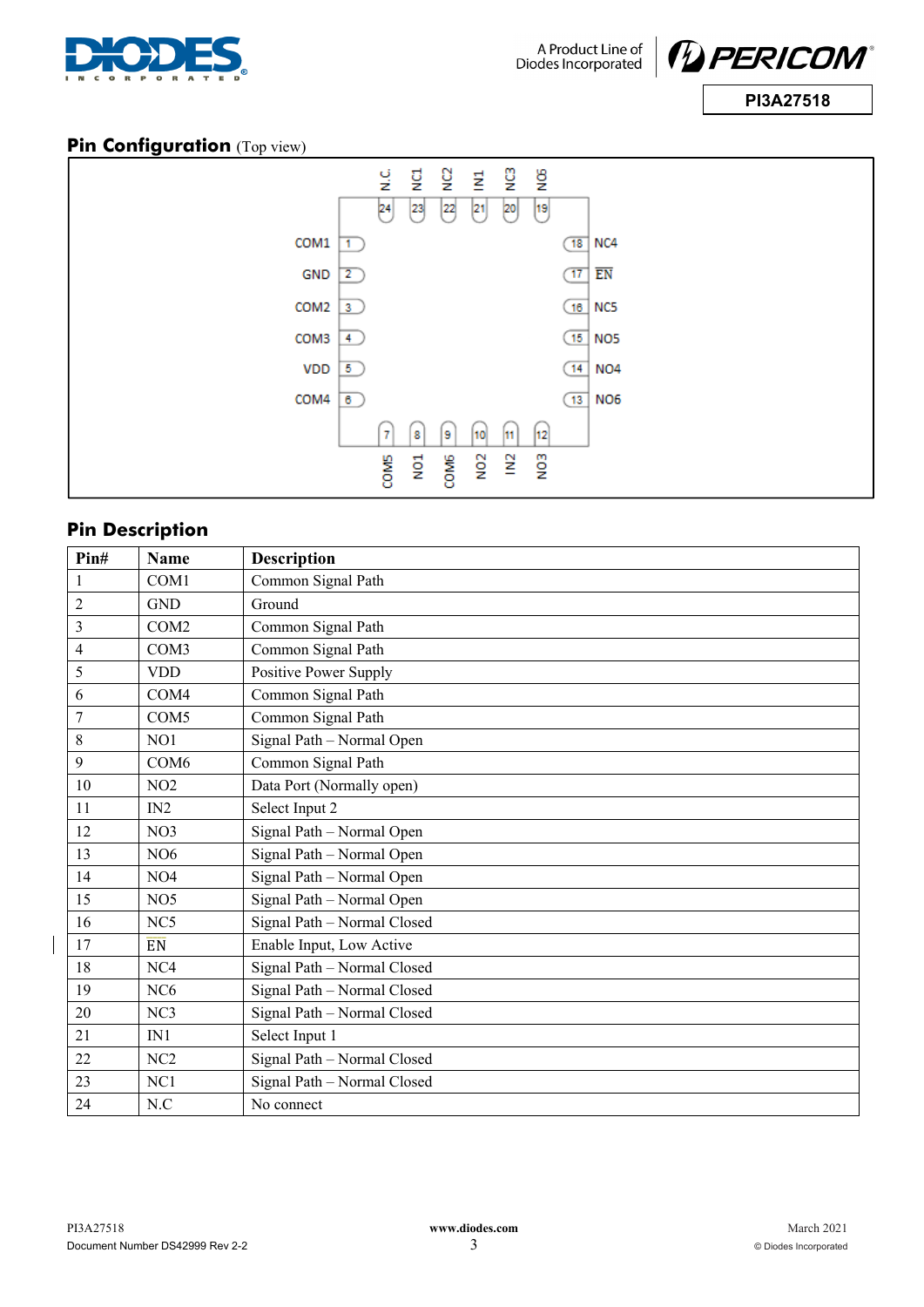## Pin Configuration (Top view)

## Pin Description

| Pin# | Name | Description |
|---|---|---|
| 1 | COM1 | Common Signal Path |
| 2 | GND | Ground |
| 3 | COM2 | Common Signal Path |
| 4 | COM3 | Common Signal Path |
| 5 | VDD | Positive Power Supply |
| 6 | COM4 | Common Signal Path |
| 7 | COM5 | Common Signal Path |
| 8 | NO1 | Signal Path – Normal Open |
| 9 | COM6 | Common Signal Path |
| 10 | NO2 | Data Port (Normally open) |
| 11 | IN2 | Select Input 2 |
| 12 | NO3 | Signal Path – Normal Open |
| 13 | NO6 | Signal Path – Normal Open |
| 14 | NO4 | Signal Path – Normal Open |
| 15 | NO5 | Signal Path – Normal Open |
| 16 | NC5 | Signal Path – Normal Closed |
| 17 | $\overline{EN}$ | Enable Input, Low Active |
| 18 | NC4 | Signal Path – Normal Closed |
| 19 | NC6 | Signal Path – Normal Closed |
| 20 | NC3 | Signal Path – Normal Closed |
| 21 | IN1 | Select Input 1 |
| 22 | NC2 | Signal Path – Normal Closed |
| 23 | NC1 | Signal Path – Normal Closed |
| 24 | N.C | No connect |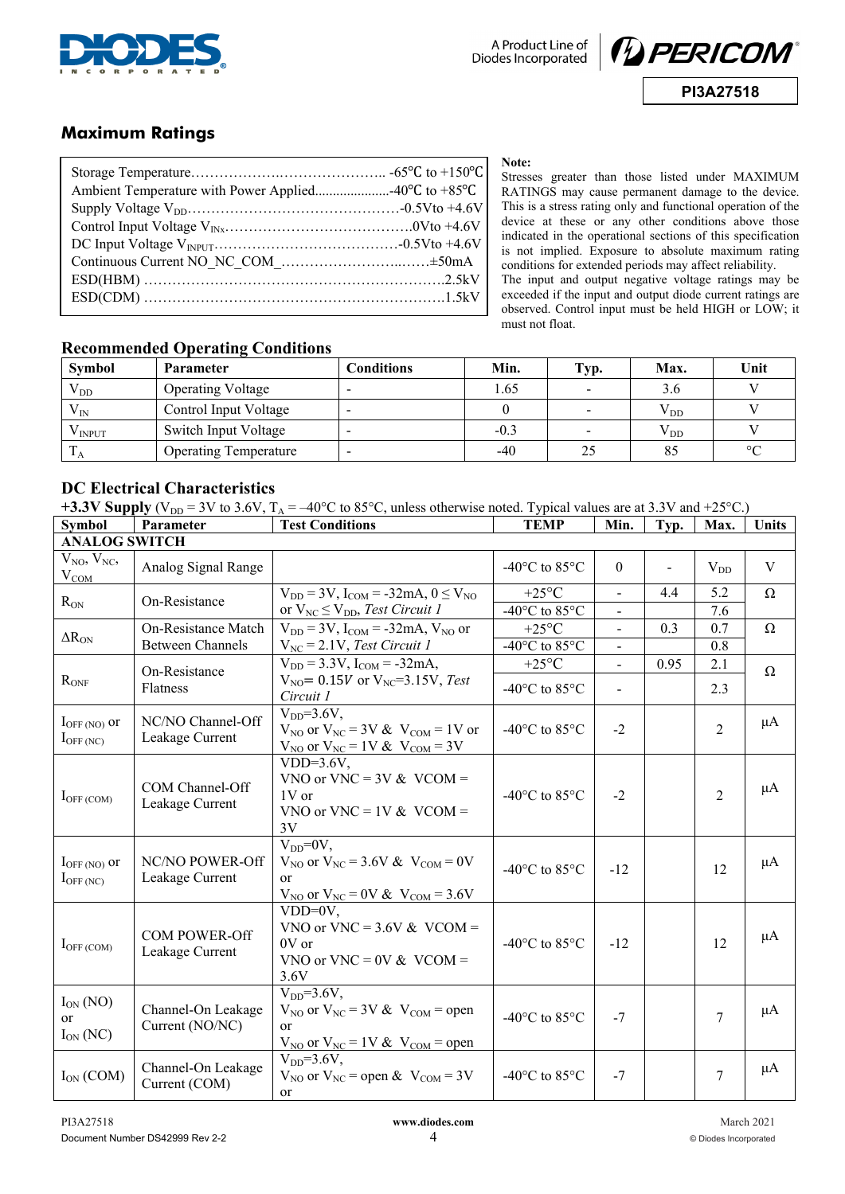## Maximum Ratings

| | |
|---|---|
| Storage Temperature | -65°C to +150°C |
| Ambient Temperature with Power Applied | -40°C to +85°C |
| Supply Voltage $V_{DD}$ | -0.5V to +4.6V |
| Control Input Voltage $V_{INx}$ | 0V to +4.6V |
| DC Input Voltage $V_{INPUT}$ | -0.5V to +4.6V |
| Continuous Current NO_NC_COM_ | ±50mA |
| ESD(HBM) | 2.5kV |
| ESD(CDM) | 1.5kV |

**Note:**
Stresses greater than those listed under MAXIMUM RATINGS may cause permanent damage to the device. This is a stress rating only and functional operation of the device at these or any other conditions above those indicated in the operational sections of this specification is not implied. Exposure to absolute maximum rating conditions for extended periods may affect reliability.
The input and output negative voltage ratings may be exceeded if the input and output diode current ratings are observed. Control input must be held HIGH or LOW; it must not float.

## Recommended Operating Conditions

| Symbol | Parameter | Conditions | Min. | Typ. | Max. | Unit |
|---|---|---|---|---|---|---|
| $V_{DD}$ | Operating Voltage | - | 1.65 | - | 3.6 | V |
| $V_{IN}$ | Control Input Voltage | - | 0 | - | $V_{DD}$ | V |
| $V_{INPUT}$ | Switch Input Voltage | - | -0.3 | - | $V_{DD}$ | V |
| $T_A$ | Operating Temperature | - | -40 | 25 | 85 | °C |

## DC Electrical Characteristics

**+3.3V Supply** ($V_{DD}$ = 3V to 3.6V, $T_A$ = –40°C to 85°C, unless otherwise noted. Typical values are at 3.3V and +25°C.)

| Symbol | Parameter | Test Conditions | TEMP | Min. | Typ. | Max. | Units |
|---|---|---|---|---|---|---|---|
| **ANALOG SWITCH** | | | | | | | |
| $V_{NO}$, $V_{NC}$, $V_{COM}$ | Analog Signal Range | | -40°C to 85°C | 0 | - | $V_{DD}$ | V |
| $R_{ON}$ | On-Resistance | $V_{DD}$ = 3V, $I_{COM}$ = -32mA, $0 \leq V_{NO}$ or $V_{NC} \leq V_{DD}$, *Test Circuit 1* | +25°C | - | 4.4 | 5.2 | Ω |
| | | | -40°C to 85°C | - | | 7.6 | |
| $\Delta R_{ON}$ | On-Resistance Match Between Channels | $V_{DD}$ = 3V, $I_{COM}$ = -32mA, $V_{NO}$ or $V_{NC}$ = 2.1V, *Test Circuit 1* | +25°C | - | 0.3 | 0.7 | Ω |
| | | | -40°C to 85°C | - | | 0.8 | |
| $R_{ONF}$ | On-Resistance Flatness | $V_{DD}$ = 3.3V, $I_{COM}$ = -32mA, $V_{NO}$= 0.15V or $V_{NC}$=3.15V, *Test Circuit 1* | +25°C | - | 0.95 | 2.1 | Ω |
| | | | -40°C to 85°C | - | | 2.3 | |
| $I_{OFF\,(NO)}$ or $I_{OFF\,(NC)}$ | NC/NO Channel-Off Leakage Current | $V_{DD}$=3.6V, $V_{NO}$ or $V_{NC}$ = 3V & $V_{COM}$ = 1V or $V_{NO}$ or $V_{NC}$ = 1V & $V_{COM}$ = 3V | -40°C to 85°C | -2 | | 2 | µA |
| $I_{OFF\,(COM)}$ | COM Channel-Off Leakage Current | VDD=3.6V, VNO or VNC = 3V & VCOM = 1V or VNO or VNC = 1V & VCOM = 3V | -40°C to 85°C | -2 | | 2 | µA |
| $I_{OFF\,(NO)}$ or $I_{OFF\,(NC)}$ | NC/NO POWER-Off Leakage Current | $V_{DD}$=0V, $V_{NO}$ or $V_{NC}$ = 3.6V & $V_{COM}$ = 0V or $V_{NO}$ or $V_{NC}$ = 0V & $V_{COM}$ = 3.6V | -40°C to 85°C | -12 | | 12 | µA |
| $I_{OFF\,(COM)}$ | COM POWER-Off Leakage Current | VDD=0V, VNO or VNC = 3.6V & VCOM = 0V or VNO or VNC = 0V & VCOM = 3.6V | -40°C to 85°C | -12 | | 12 | µA |
| $I_{ON}$ (NO) or $I_{ON}$ (NC) | Channel-On Leakage Current (NO/NC) | $V_{DD}$=3.6V, $V_{NO}$ or $V_{NC}$ = 3V & $V_{COM}$ = open or $V_{NO}$ or $V_{NC}$ = 1V & $V_{COM}$ = open | -40°C to 85°C | -7 | | 7 | µA |
| $I_{ON}$ (COM) | Channel-On Leakage Current (COM) | $V_{DD}$=3.6V, $V_{NO}$ or $V_{NC}$ = open & $V_{COM}$ = 3V or | -40°C to 85°C | -7 | | 7 | µA |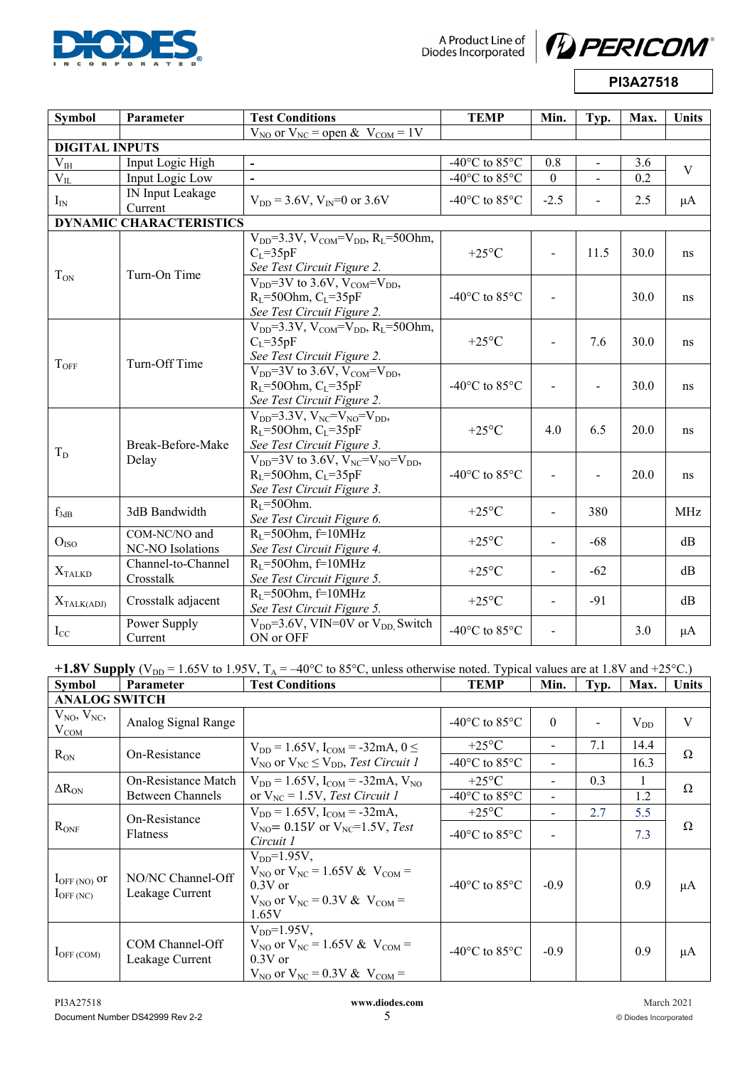| Symbol | Parameter | Test Conditions | TEMP | Min. | Typ. | Max. | Units |
|---|---|---|---|---|---|---|---|
| | | $V_{NO}$ or $V_{NC}$ = open & $V_{COM}$ = 1V | | | | | |
| **DIGITAL INPUTS** | | | | | | | |
| $V_{IH}$ | Input Logic High | - | -40°C to 85°C | 0.8 | - | 3.6 | V |
| $V_{IL}$ | Input Logic Low | - | -40°C to 85°C | 0 | - | 0.2 | V |
| $I_{IN}$ | IN Input Leakage Current | $V_{DD}$ = 3.6V, $V_{IN}$=0 or 3.6V | -40°C to 85°C | -2.5 | - | 2.5 | µA |
| **DYNAMIC CHARACTERISTICS** | | | | | | | |
| $T_{ON}$ | Turn-On Time | $V_{DD}$=3.3V, $V_{COM}$=$V_{DD}$, $R_L$=50Ohm, $C_L$=35pF *See Test Circuit Figure 2.* | +25°C | - | 11.5 | 30.0 | ns |
| | | $V_{DD}$=3V to 3.6V, $V_{COM}$=$V_{DD}$, $R_L$=50Ohm, $C_L$=35pF *See Test Circuit Figure 2.* | -40°C to 85°C | - | | 30.0 | ns |
| $T_{OFF}$ | Turn-Off Time | $V_{DD}$=3.3V, $V_{COM}$=$V_{DD}$, $R_L$=50Ohm, $C_L$=35pF *See Test Circuit Figure 2.* | +25°C | - | 7.6 | 30.0 | ns |
| | | $V_{DD}$=3V to 3.6V, $V_{COM}$=$V_{DD}$, $R_L$=50Ohm, $C_L$=35pF *See Test Circuit Figure 2.* | -40°C to 85°C | - | - | 30.0 | ns |
| $T_D$ | Break-Before-Make Delay | $V_{DD}$=3.3V, $V_{NC}$=$V_{NO}$=$V_{DD}$, $R_L$=50Ohm, $C_L$=35pF *See Test Circuit Figure 3.* | +25°C | 4.0 | 6.5 | 20.0 | ns |
| | | $V_{DD}$=3V to 3.6V, $V_{NC}$=$V_{NO}$=$V_{DD}$, $R_L$=50Ohm, $C_L$=35pF *See Test Circuit Figure 3.* | -40°C to 85°C | - | - | 20.0 | ns |
| $f_{3dB}$ | 3dB Bandwidth | $R_L$=50Ohm. *See Test Circuit Figure 6.* | +25°C | - | 380 | | MHz |
| $O_{ISO}$ | COM-NC/NO and NC-NO Isolations | $R_L$=50Ohm, f=10MHz *See Test Circuit Figure 4.* | +25°C | - | -68 | | dB |
| $X_{TALKD}$ | Channel-to-Channel Crosstalk | $R_L$=50Ohm, f=10MHz *See Test Circuit Figure 5.* | +25°C | - | -62 | | dB |
| $X_{TALK(ADJ)}$ | Crosstalk adjacent | $R_L$=50Ohm, f=10MHz *See Test Circuit Figure 5.* | +25°C | - | -91 | | dB |
| $I_{CC}$ | Power Supply Current | $V_{DD}$=3.6V, VIN=0V or $V_{DD,}$ Switch ON or OFF | -40°C to 85°C | - | | 3.0 | µA |

**+1.8V Supply** ($V_{DD}$ = 1.65V to 1.95V, $T_A$ = –40°C to 85°C, unless otherwise noted. Typical values are at 1.8V and +25°C.)

| Symbol | Parameter | Test Conditions | TEMP | Min. | Typ. | Max. | Units |
|---|---|---|---|---|---|---|---|
| **ANALOG SWITCH** | | | | | | | |
| $V_{NO}$, $V_{NC}$, $V_{COM}$ | Analog Signal Range | | -40°C to 85°C | 0 | - | $V_{DD}$ | V |
| $R_{ON}$ | On-Resistance | $V_{DD}$ = 1.65V, $I_{COM}$ = -32mA, 0 ≤ $V_{NO}$ or $V_{NC}$ ≤ $V_{DD}$, *Test Circuit 1* | +25°C | - | 7.1 | 14.4 | Ω |
| | | | -40°C to 85°C | - | | 16.3 | Ω |
| $\Delta R_{ON}$ | On-Resistance Match Between Channels | $V_{DD}$ = 1.65V, $I_{COM}$ = -32mA, $V_{NO}$ or $V_{NC}$ = 1.5V, *Test Circuit 1* | +25°C | - | 0.3 | 1 | Ω |
| | | | -40°C to 85°C | - | | 1.2 | Ω |
| $R_{ONF}$ | On-Resistance Flatness | $V_{DD}$ = 1.65V, $I_{COM}$ = -32mA, $V_{NO}$= 0.15V or $V_{NC}$=1.5V, *Test Circuit 1* | +25°C | - | 2.7 | 5.5 | Ω |
| | | | -40°C to 85°C | - | | 7.3 | Ω |
| $I_{OFF (NO)}$ or $I_{OFF (NC)}$ | NO/NC Channel-Off Leakage Current | $V_{DD}$=1.95V, $V_{NO}$ or $V_{NC}$ = 1.65V & $V_{COM}$ = 0.3V or $V_{NO}$ or $V_{NC}$ = 0.3V & $V_{COM}$ = 1.65V | -40°C to 85°C | -0.9 | | 0.9 | µA |
| $I_{OFF (COM)}$ | COM Channel-Off Leakage Current | $V_{DD}$=1.95V, $V_{NO}$ or $V_{NC}$ = 1.65V & $V_{COM}$ = 0.3V or $V_{NO}$ or $V_{NC}$ = 0.3V & $V_{COM}$ = | -40°C to 85°C | -0.9 | | 0.9 | µA |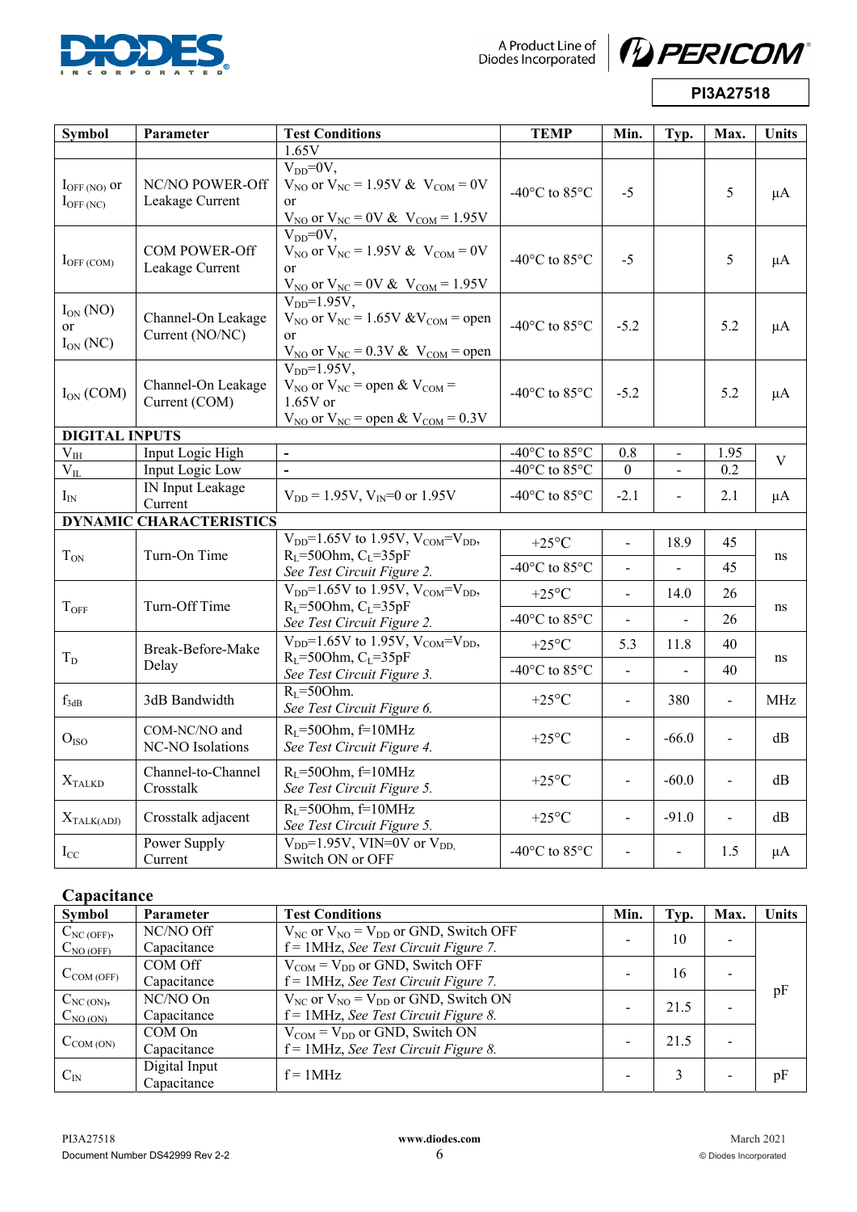| Symbol | Parameter | Test Conditions | TEMP | Min. | Typ. | Max. | Units |
|---|---|---|---|---|---|---|---|
| | | 1.65V | | | | | |
| $I_{OFF\,(NO)}$ or $I_{OFF\,(NC)}$ | NC/NO POWER-Off Leakage Current | $V_{DD}$=0V, $V_{NO}$ or $V_{NC}$ = 1.95V & $V_{COM}$ = 0V or $V_{NO}$ or $V_{NC}$ = 0V & $V_{COM}$ = 1.95V | -40°C to 85°C | -5 | | 5 | µA |
| $I_{OFF\,(COM)}$ | COM POWER-Off Leakage Current | $V_{DD}$=0V, $V_{NO}$ or $V_{NC}$ = 1.95V & $V_{COM}$ = 0V or $V_{NO}$ or $V_{NC}$ = 0V & $V_{COM}$ = 1.95V | -40°C to 85°C | -5 | | 5 | µA |
| $I_{ON}$ (NO) or $I_{ON}$ (NC) | Channel-On Leakage Current (NO/NC) | $V_{DD}$=1.95V, $V_{NO}$ or $V_{NC}$ = 1.65V &$V_{COM}$ = open or $V_{NO}$ or $V_{NC}$ = 0.3V & $V_{COM}$ = open | -40°C to 85°C | -5.2 | | 5.2 | µA |
| $I_{ON}$ (COM) | Channel-On Leakage Current (COM) | $V_{DD}$=1.95V, $V_{NO}$ or $V_{NC}$ = open & $V_{COM}$ = 1.65V or $V_{NO}$ or $V_{NC}$ = open & $V_{COM}$ = 0.3V | -40°C to 85°C | -5.2 | | 5.2 | µA |
| **DIGITAL INPUTS** | | | | | | | |
| $V_{IH}$ | Input Logic High | - | -40°C to 85°C | 0.8 | - | 1.95 | V |
| $V_{IL}$ | Input Logic Low | - | -40°C to 85°C | 0 | - | 0.2 | V |
| $I_{IN}$ | IN Input Leakage Current | $V_{DD}$ = 1.95V, $V_{IN}$=0 or 1.95V | -40°C to 85°C | -2.1 | - | 2.1 | µA |
| **DYNAMIC CHARACTERISTICS** | | | | | | | |
| $T_{ON}$ | Turn-On Time | $V_{DD}$=1.65V to 1.95V, $V_{COM}$=$V_{DD}$, $R_L$=50Ohm, $C_L$=35pF *See Test Circuit Figure 2.* | +25°C | - | 18.9 | 45 | ns |
| | | | -40°C to 85°C | - | - | 45 | |
| $T_{OFF}$ | Turn-Off Time | $V_{DD}$=1.65V to 1.95V, $V_{COM}$=$V_{DD}$, $R_L$=50Ohm, $C_L$=35pF *See Test Circuit Figure 2.* | +25°C | - | 14.0 | 26 | ns |
| | | | -40°C to 85°C | - | - | 26 | |
| $T_D$ | Break-Before-Make Delay | $V_{DD}$=1.65V to 1.95V, $V_{COM}$=$V_{DD}$, $R_L$=50Ohm, $C_L$=35pF *See Test Circuit Figure 3.* | +25°C | 5.3 | 11.8 | 40 | ns |
| | | | -40°C to 85°C | - | - | 40 | |
| $f_{3dB}$ | 3dB Bandwidth | $R_L$=50Ohm. *See Test Circuit Figure 6.* | +25°C | - | 380 | - | MHz |
| $O_{ISO}$ | COM-NC/NO and NC-NO Isolations | $R_L$=50Ohm, f=10MHz *See Test Circuit Figure 4.* | +25°C | - | -66.0 | - | dB |
| $X_{TALKD}$ | Channel-to-Channel Crosstalk | $R_L$=50Ohm, f=10MHz *See Test Circuit Figure 5.* | +25°C | - | -60.0 | - | dB |
| $X_{TALK(ADJ)}$ | Crosstalk adjacent | $R_L$=50Ohm, f=10MHz *See Test Circuit Figure 5.* | +25°C | - | -91.0 | - | dB |
| $I_{CC}$ | Power Supply Current | $V_{DD}$=1.95V, VIN=0V or $V_{DD,}$ Switch ON or OFF | -40°C to 85°C | - | - | 1.5 | µA |

## Capacitance

| Symbol | Parameter | Test Conditions | Min. | Typ. | Max. | Units |
|---|---|---|---|---|---|---|
| $C_{NC\,(OFF)}$, $C_{NO\,(OFF)}$ | NC/NO Off Capacitance | $V_{NC}$ or $V_{NO}$ = $V_{DD}$ or GND, Switch OFF f = 1MHz, *See Test Circuit Figure 7.* | - | 10 | - | pF |
| $C_{COM\,(OFF)}$ | COM Off Capacitance | $V_{COM}$ = $V_{DD}$ or GND, Switch OFF f = 1MHz, *See Test Circuit Figure 7.* | - | 16 | - | pF |
| $C_{NC\,(ON)}$, $C_{NO\,(ON)}$ | NC/NO On Capacitance | $V_{NC}$ or $V_{NO}$ = $V_{DD}$ or GND, Switch ON f = 1MHz, *See Test Circuit Figure 8.* | - | 21.5 | - | pF |
| $C_{COM\,(ON)}$ | COM On Capacitance | $V_{COM}$ = $V_{DD}$ or GND, Switch ON f = 1MHz, *See Test Circuit Figure 8.* | - | 21.5 | - | pF |
| $C_{IN}$ | Digital Input Capacitance | f = 1MHz | - | 3 | - | pF |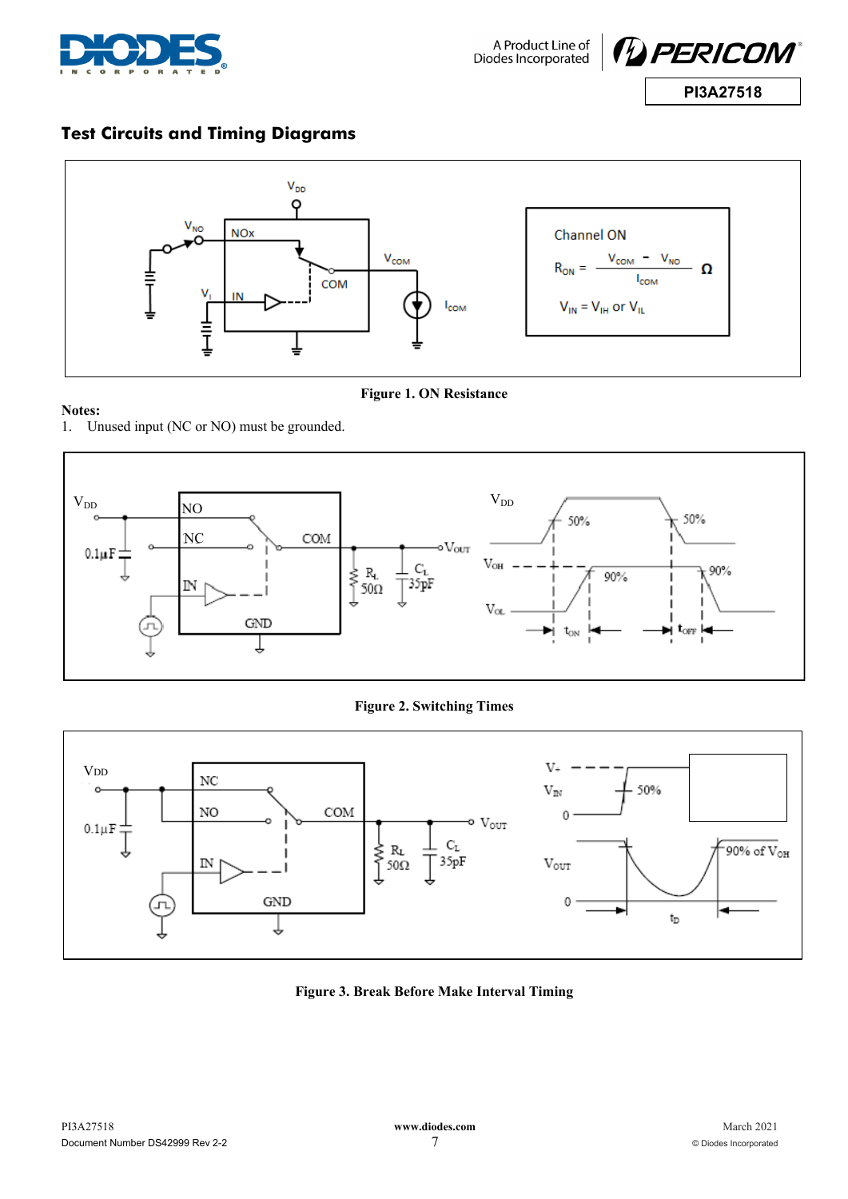## Test Circuits and Timing Diagrams

Channel ON

$$R_{ON} = \frac{V_{COM} - V_{NO}}{I_{COM}} \ \Omega$$

$V_{IN} = V_{IH}$ or $V_{IL}$

**Figure 1. ON Resistance**

**Notes:**

1. Unused input (NC or NO) must be grounded.

**Figure 2. Switching Times**

**Figure 3. Break Before Make Interval Timing**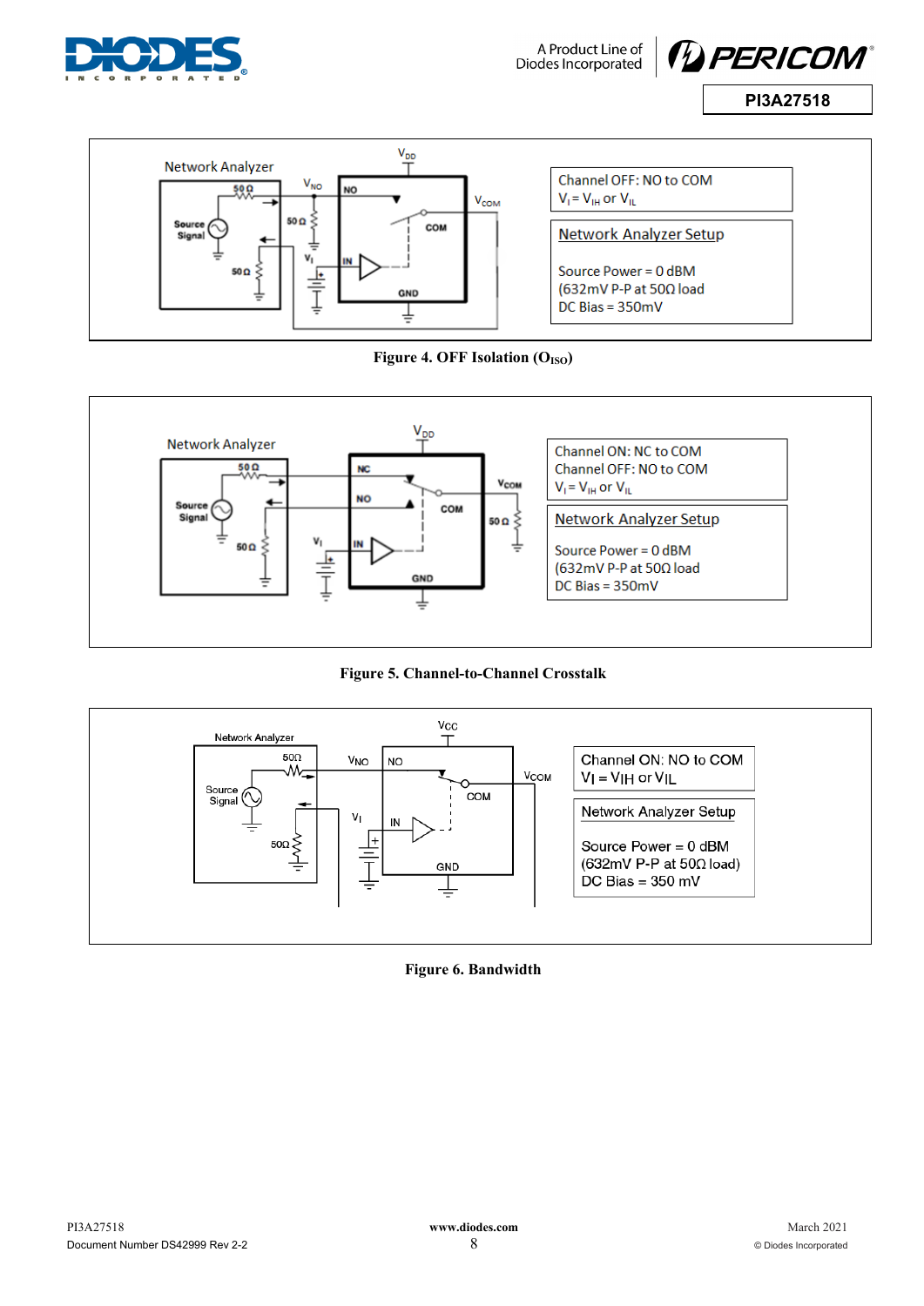Channel OFF: NO to COM
$V_I = V_{IH}$ or $V_{IL}$

Network Analyzer Setup

Source Power = 0 dBM
(632mV P-P at 50Ω load
DC Bias = 350mV

**Figure 4. OFF Isolation ($O_{ISO}$)**

Channel ON: NC to COM
Channel OFF: NO to COM
$V_I = V_{IH}$ or $V_{IL}$

Network Analyzer Setup

Source Power = 0 dBM
(632mV P-P at 50Ω load
DC Bias = 350mV

**Figure 5. Channel-to-Channel Crosstalk**

Channel ON: NO to COM
$V_I = V_{IH}$ or $V_{IL}$

Network Analyzer Setup

Source Power = 0 dBM
(632mV P-P at 50Ω load)
DC Bias = 350 mV

**Figure 6. Bandwidth**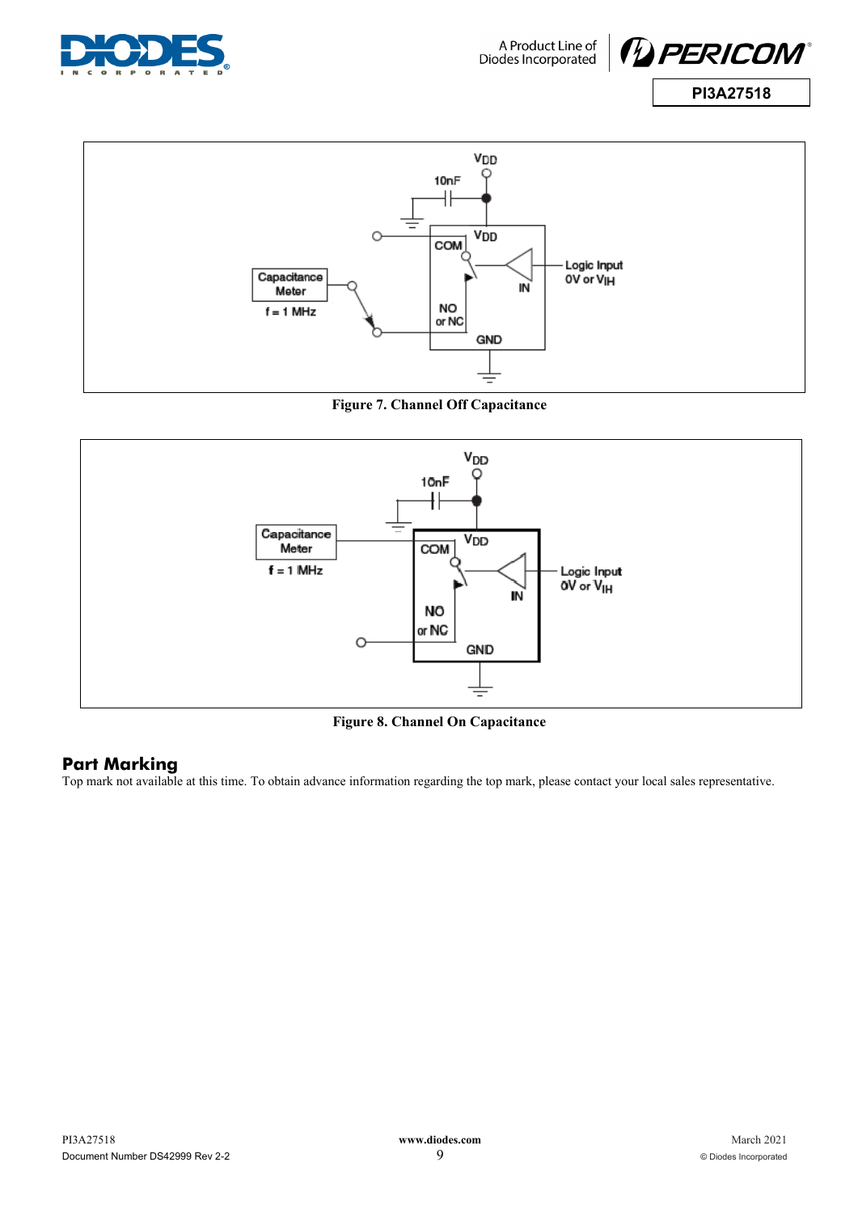Figure 7. Channel Off Capacitance

Figure 8. Channel On Capacitance

## Part Marking

Top mark not available at this time. To obtain advance information regarding the top mark, please contact your local sales representative.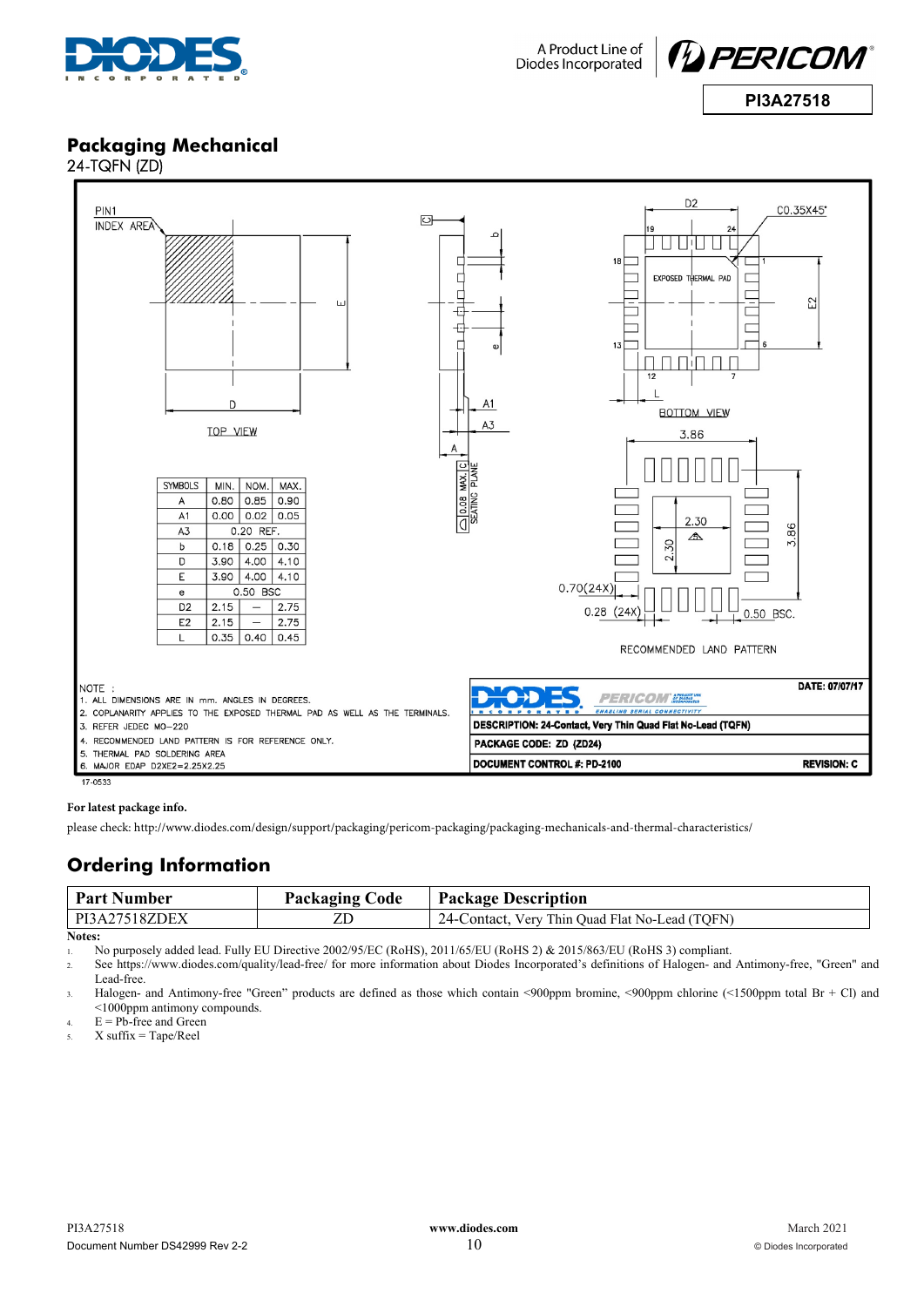## Packaging Mechanical

24-TQFN (ZD)

| SYMBOLS | MIN. | NOM. | MAX. |
|---|---|---|---|
| A | 0.80 | 0.85 | 0.90 |
| A1 | 0.00 | 0.02 | 0.05 |
| A3 | 0.20 REF. | | |
| b | 0.18 | 0.25 | 0.30 |
| D | 3.90 | 4.00 | 4.10 |
| E | 3.90 | 4.00 | 4.10 |
| e | 0.50 BSC | | |
| D2 | 2.15 | — | 2.75 |
| E2 | 2.15 | — | 2.75 |
| L | 0.35 | 0.40 | 0.45 |

NOTE :
1. ALL DIMENSIONS ARE IN mm. ANGLES IN DEGREES.
2. COPLANARITY APPLIES TO THE EXPOSED THERMAL PAD AS WELL AS THE TERMINALS.
3. REFER JEDEC MO-220
4. RECOMMENDED LAND PATTERN IS FOR REFERENCE ONLY.
5. THERMAL PAD SOLDERING AREA
6. MAJOR EDAP D2XE2=2.25X2.25

DATE: 07/07/17

DESCRIPTION: 24-Contact, Very Thin Quad Flat No-Lead (TQFN)

PACKAGE CODE: ZD (ZD24)

DOCUMENT CONTROL #: PD-2100 REVISION: C

17-0533

**For latest package info.**

please check: http://www.diodes.com/design/support/packaging/pericom-packaging/packaging-mechanicals-and-thermal-characteristics/

## Ordering Information

| Part Number | Packaging Code | Package Description |
|---|---|---|
| PI3A27518ZDEX | ZD | 24-Contact, Very Thin Quad Flat No-Lead (TQFN) |

**Notes:**

1. No purposely added lead. Fully EU Directive 2002/95/EC (RoHS), 2011/65/EU (RoHS 2) & 2015/863/EU (RoHS 3) compliant.
2. See https://www.diodes.com/quality/lead-free/ for more information about Diodes Incorporated's definitions of Halogen- and Antimony-free, "Green" and Lead-free.
3. Halogen- and Antimony-free "Green" products are defined as those which contain <900ppm bromine, <900ppm chlorine (<1500ppm total Br + Cl) and <1000ppm antimony compounds.
4. E = Pb-free and Green
5. X suffix = Tape/Reel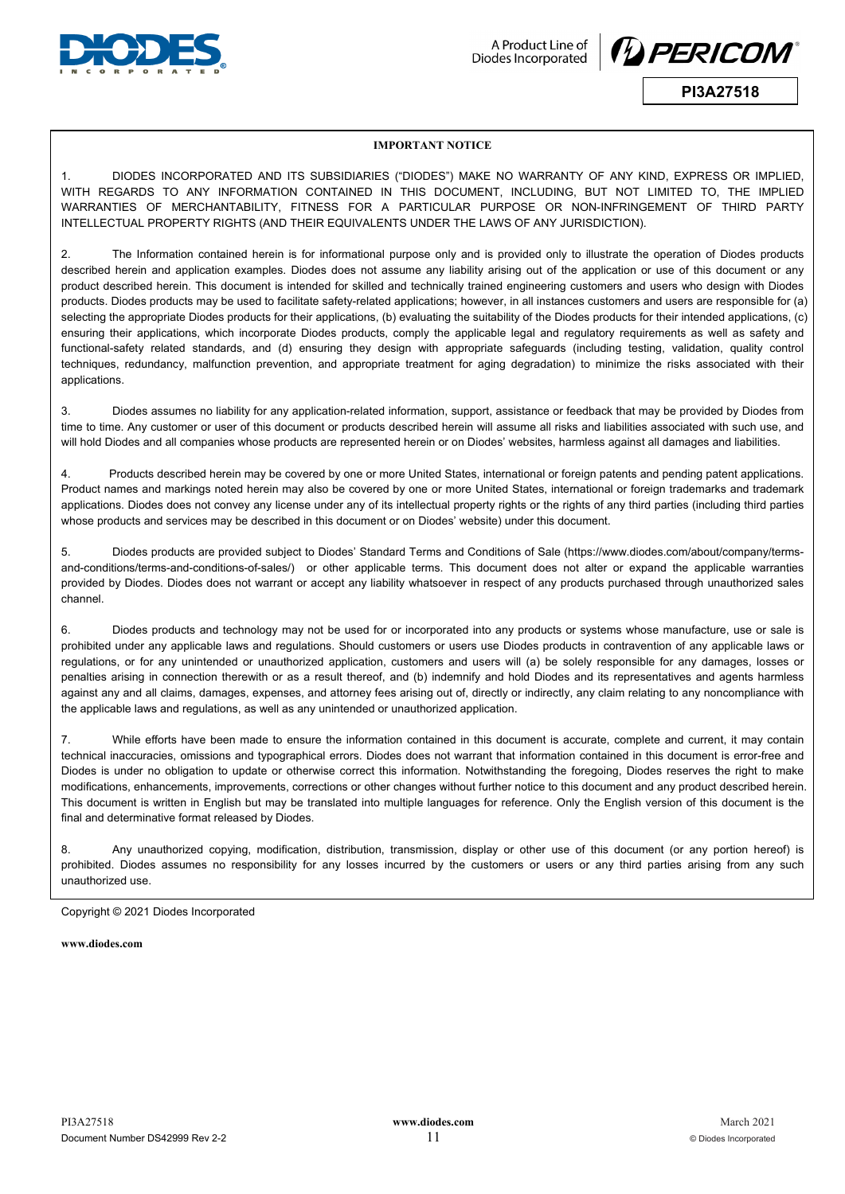## IMPORTANT NOTICE

1. DIODES INCORPORATED AND ITS SUBSIDIARIES ("DIODES") MAKE NO WARRANTY OF ANY KIND, EXPRESS OR IMPLIED, WITH REGARDS TO ANY INFORMATION CONTAINED IN THIS DOCUMENT, INCLUDING, BUT NOT LIMITED TO, THE IMPLIED WARRANTIES OF MERCHANTABILITY, FITNESS FOR A PARTICULAR PURPOSE OR NON-INFRINGEMENT OF THIRD PARTY INTELLECTUAL PROPERTY RIGHTS (AND THEIR EQUIVALENTS UNDER THE LAWS OF ANY JURISDICTION).

2. The Information contained herein is for informational purpose only and is provided only to illustrate the operation of Diodes products described herein and application examples. Diodes does not assume any liability arising out of the application or use of this document or any product described herein. This document is intended for skilled and technically trained engineering customers and users who design with Diodes products. Diodes products may be used to facilitate safety-related applications; however, in all instances customers and users are responsible for (a) selecting the appropriate Diodes products for their applications, (b) evaluating the suitability of the Diodes products for their intended applications, (c) ensuring their applications, which incorporate Diodes products, comply the applicable legal and regulatory requirements as well as safety and functional-safety related standards, and (d) ensuring they design with appropriate safeguards (including testing, validation, quality control techniques, redundancy, malfunction prevention, and appropriate treatment for aging degradation) to minimize the risks associated with their applications.

3. Diodes assumes no liability for any application-related information, support, assistance or feedback that may be provided by Diodes from time to time. Any customer or user of this document or products described herein will assume all risks and liabilities associated with such use, and will hold Diodes and all companies whose products are represented herein or on Diodes' websites, harmless against all damages and liabilities.

4. Products described herein may be covered by one or more United States, international or foreign patents and pending patent applications. Product names and markings noted herein may also be covered by one or more United States, international or foreign trademarks and trademark applications. Diodes does not convey any license under any of its intellectual property rights or the rights of any third parties (including third parties whose products and services may be described in this document or on Diodes' website) under this document.

5. Diodes products are provided subject to Diodes' Standard Terms and Conditions of Sale (https://www.diodes.com/about/company/terms-and-conditions/terms-and-conditions-of-sales/) or other applicable terms. This document does not alter or expand the applicable warranties provided by Diodes. Diodes does not warrant or accept any liability whatsoever in respect of any products purchased through unauthorized sales channel.

6. Diodes products and technology may not be used for or incorporated into any products or systems whose manufacture, use or sale is prohibited under any applicable laws and regulations. Should customers or users use Diodes products in contravention of any applicable laws or regulations, or for any unintended or unauthorized application, customers and users will (a) be solely responsible for any damages, losses or penalties arising in connection therewith or as a result thereof, and (b) indemnify and hold Diodes and its representatives and agents harmless against any and all claims, damages, expenses, and attorney fees arising out of, directly or indirectly, any claim relating to any noncompliance with the applicable laws and regulations, as well as any unintended or unauthorized application.

7. While efforts have been made to ensure the information contained in this document is accurate, complete and current, it may contain technical inaccuracies, omissions and typographical errors. Diodes does not warrant that information contained in this document is error-free and Diodes is under no obligation to update or otherwise correct this information. Notwithstanding the foregoing, Diodes reserves the right to make modifications, enhancements, improvements, corrections or other changes without further notice to this document and any product described herein. This document is written in English but may be translated into multiple languages for reference. Only the English version of this document is the final and determinative format released by Diodes.

8. Any unauthorized copying, modification, distribution, transmission, display or other use of this document (or any portion hereof) is prohibited. Diodes assumes no responsibility for any losses incurred by the customers or users or any third parties arising from any such unauthorized use.

Copyright © 2021 Diodes Incorporated

**www.diodes.com**